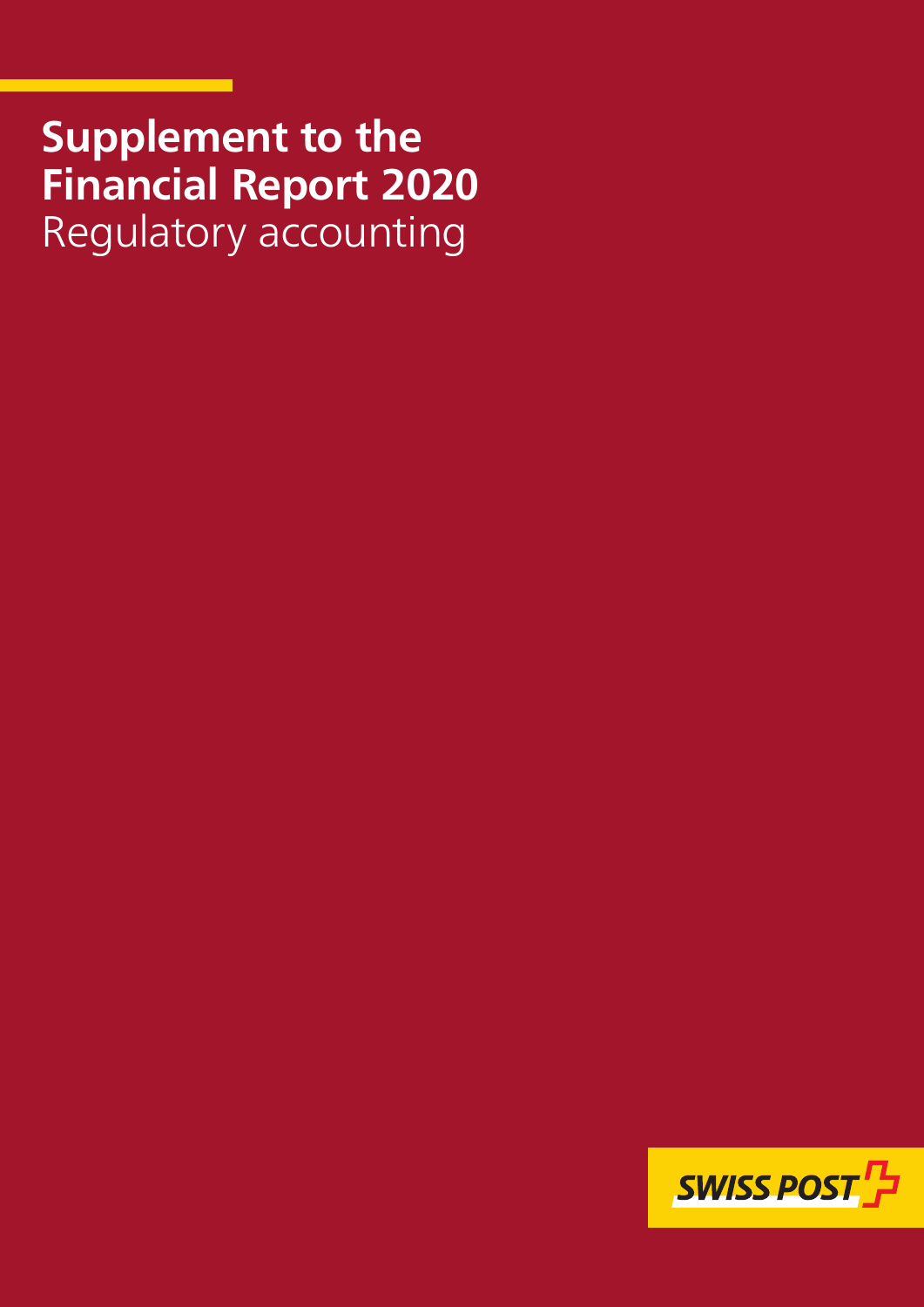# Supplement to the Financial Report 2020

Regulatory accounting

SWISS POST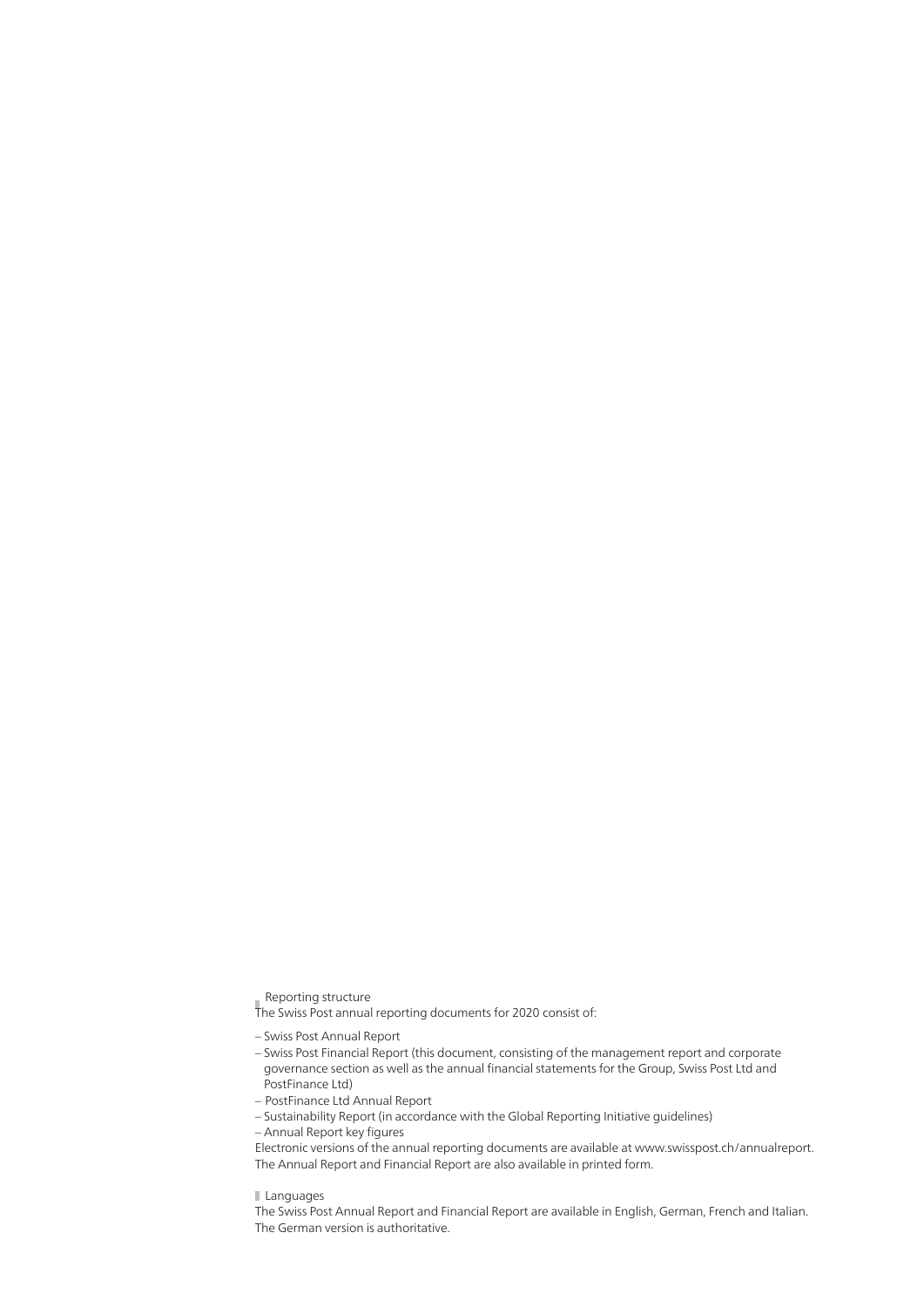## Reporting structure

The Swiss Post annual reporting documents for 2020 consist of:

- Swiss Post Annual Report
- Swiss Post Financial Report (this document, consisting of the management report and corporate governance section as well as the annual financial statements for the Group, Swiss Post Ltd and PostFinance Ltd)
- PostFinance Ltd Annual Report
- Sustainability Report (in accordance with the Global Reporting Initiative guidelines)
- Annual Report key figures

Electronic versions of the annual reporting documents are available at www.swisspost.ch/annualreport. The Annual Report and Financial Report are also available in printed form.

## Languages

The Swiss Post Annual Report and Financial Report are available in English, German, French and Italian. The German version is authoritative.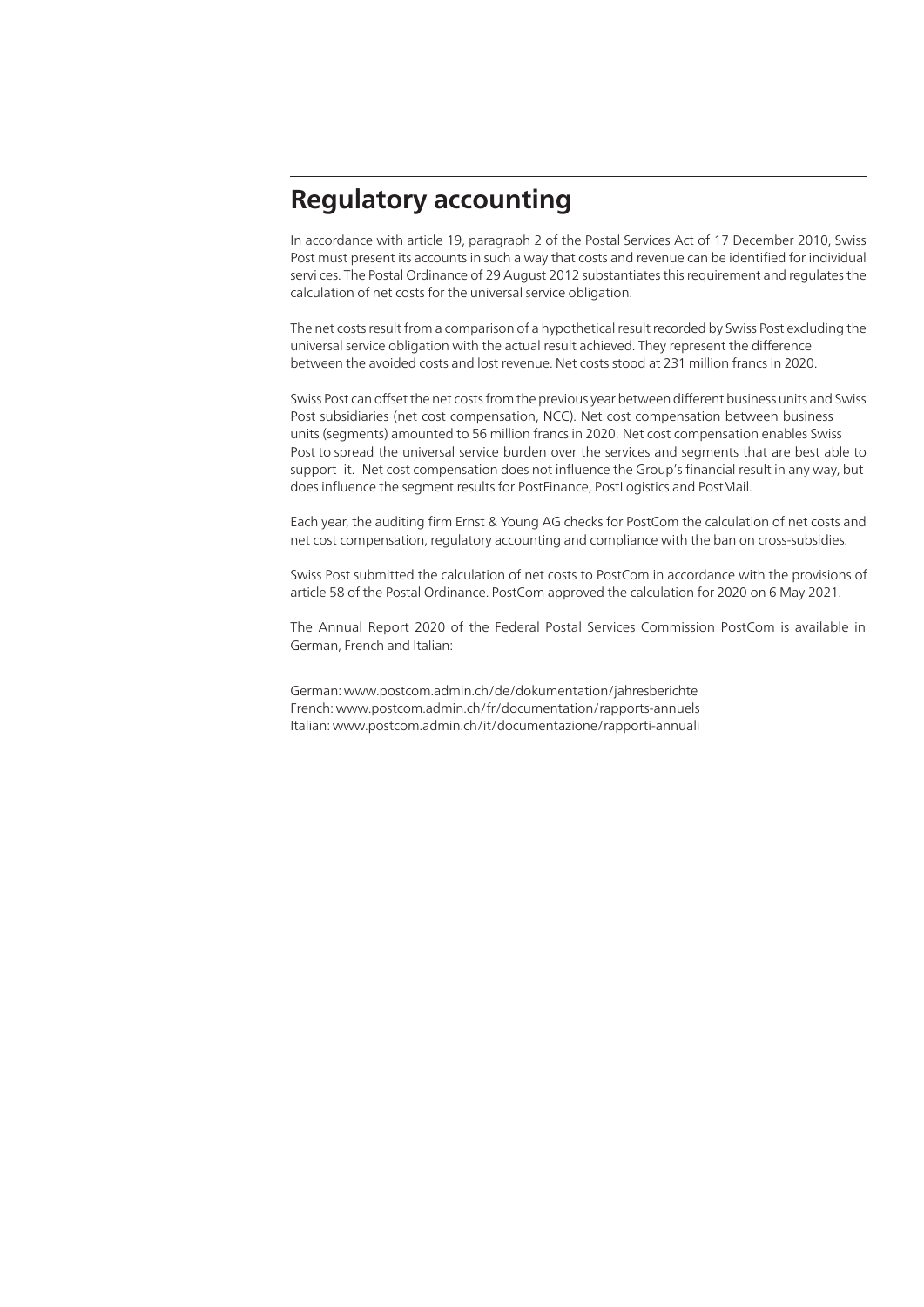# Regulatory accounting

In accordance with article 19, paragraph 2 of the Postal Services Act of 17 December 2010, Swiss Post must present its accounts in such a way that costs and revenue can be identified for individual servi ces. The Postal Ordinance of 29 August 2012 substantiates this requirement and regulates the calculation of net costs for the universal service obligation.

The net costs result from a comparison of a hypothetical result recorded by Swiss Post excluding the universal service obligation with the actual result achieved. They represent the difference between the avoided costs and lost revenue. Net costs stood at 231 million francs in 2020.

Swiss Post can offset the net costs from the previous year between different business units and Swiss Post subsidiaries (net cost compensation, NCC). Net cost compensation between business units (segments) amounted to 56 million francs in 2020. Net cost compensation enables Swiss Post to spread the universal service burden over the services and segments that are best able to support it. Net cost compensation does not influence the Group's financial result in any way, but does influence the segment results for PostFinance, PostLogistics and PostMail.

Each year, the auditing firm Ernst & Young AG checks for PostCom the calculation of net costs and net cost compensation, regulatory accounting and compliance with the ban on cross-subsidies.

Swiss Post submitted the calculation of net costs to PostCom in accordance with the provisions of article 58 of the Postal Ordinance. PostCom approved the calculation for 2020 on 6 May 2021.

The Annual Report 2020 of the Federal Postal Services Commission PostCom is available in German, French and Italian:

German: www.postcom.admin.ch/de/dokumentation/jahresberichte
French: www.postcom.admin.ch/fr/documentation/rapports-annuels
Italian: www.postcom.admin.ch/it/documentazione/rapporti-annuali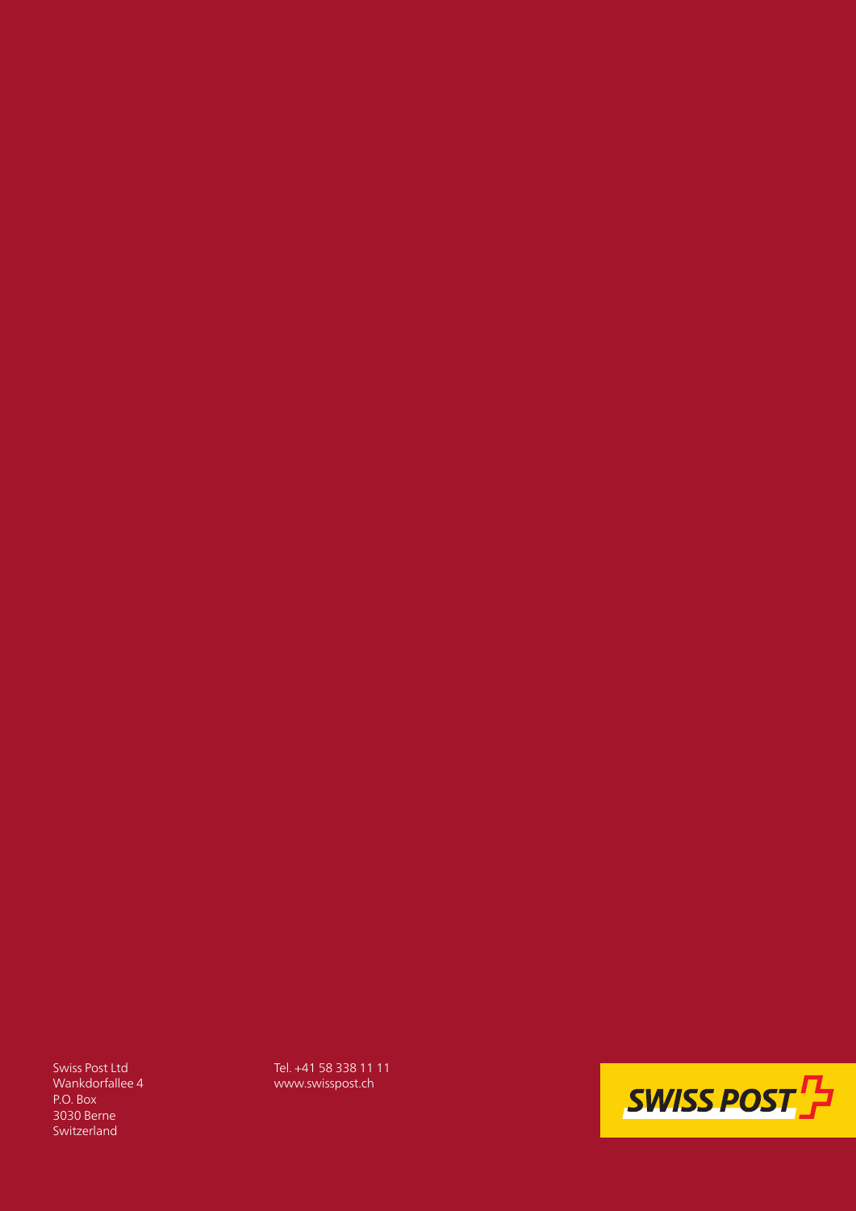Swiss Post Ltd
Wankdorfallee 4
P.O. Box
3030 Berne
Switzerland

Tel. +41 58 338 11 11
www.swisspost.ch

SWISS POST